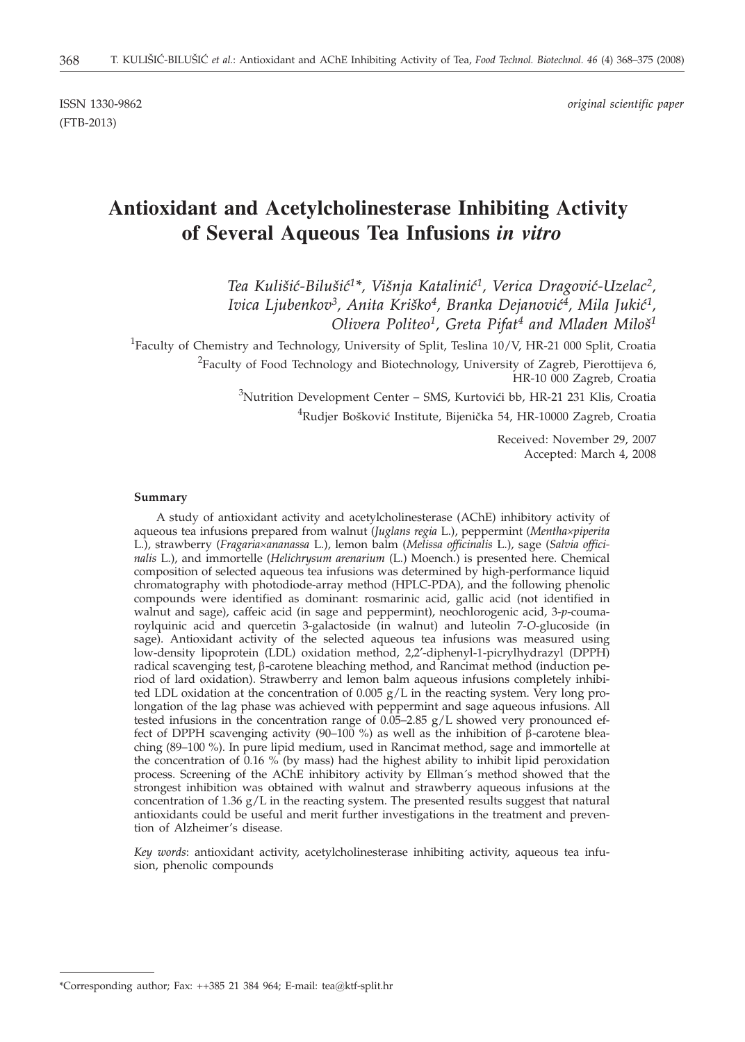ISSN 1330-9862 *original scientific paper*
(FTB-2013)

# Antioxidant and Acetylcholinesterase Inhibiting Activity of Several Aqueous Tea Infusions *in vitro*

*Tea Kulišić-Bilušić[1]\*, Višnja Katalinić[1], Verica Dragović-Uzelac[2], Ivica Ljubenkov[3], Anita Krištko[4], Branka Dejanović[4], Mila Jukić[1], Olivera Politeo[1], Greta Pifat[4] and Mladen Miloš[1]*

[1]Faculty of Chemistry and Technology, University of Split, Teslina 10/V, HR-21 000 Split, Croatia

[2]Faculty of Food Technology and Biotechnology, University of Zagreb, Pierottijeva 6, HR-10 000 Zagreb, Croatia

[3]Nutrition Development Center – SMS, Kurtovići bb, HR-21 231 Klis, Croatia

[4]Rudjer Bošković Institute, Bijenička 54, HR-10000 Zagreb, Croatia

Received: November 29, 2007
Accepted: March 4, 2008

#### Summary

A study of antioxidant activity and acetylcholinesterase (AChE) inhibitory activity of aqueous tea infusions prepared from walnut (*Juglans regia* L.), peppermint (*Mentha×piperita* L.), strawberry (*Fragaria×ananassa* L.), lemon balm (*Melissa officinalis* L.), sage (*Salvia officinalis* L.), and immortelle (*Helichrysum arenarium* (L.) Moench.) is presented here. Chemical composition of selected aqueous tea infusions was determined by high-performance liquid chromatography with photodiode-array method (HPLC-PDA), and the following phenolic compounds were identified as dominant: rosmarinic acid, gallic acid (not identified in walnut and sage), caffeic acid (in sage and peppermint), neochlorogenic acid, 3-*p*-coumaroylquinic acid and quercetin 3-galactoside (in walnut) and luteolin 7-*O*-glucoside (in sage). Antioxidant activity of the selected aqueous tea infusions was measured using low-density lipoprotein (LDL) oxidation method, 2,2'-diphenyl-1-picrylhydrazyl (DPPH) radical scavenging test, β-carotene bleaching method, and Rancimat method (induction period of lard oxidation). Strawberry and lemon balm aqueous infusions completely inhibited LDL oxidation at the concentration of 0.005 g/L in the reacting system. Very long prolongation of the lag phase was achieved with peppermint and sage aqueous infusions. All tested infusions in the concentration range of 0.05–2.85 g/L showed very pronounced effect of DPPH scavenging activity (90–100 %) as well as the inhibition of β-carotene bleaching (89–100 %). In pure lipid medium, used in Rancimat method, sage and immortelle at the concentration of 0.16 % (by mass) had the highest ability to inhibit lipid peroxidation process. Screening of the AChE inhibitory activity by Ellman´s method showed that the strongest inhibition was obtained with walnut and strawberry aqueous infusions at the concentration of 1.36 g/L in the reacting system. The presented results suggest that natural antioxidants could be useful and merit further investigations in the treatment and prevention of Alzheimer's disease.

*Key words*: antioxidant activity, acetylcholinesterase inhibiting activity, aqueous tea infusion, phenolic compounds

---

\*Corresponding author; Fax: ++385 21 384 964; E-mail: tea@ktf-split.hr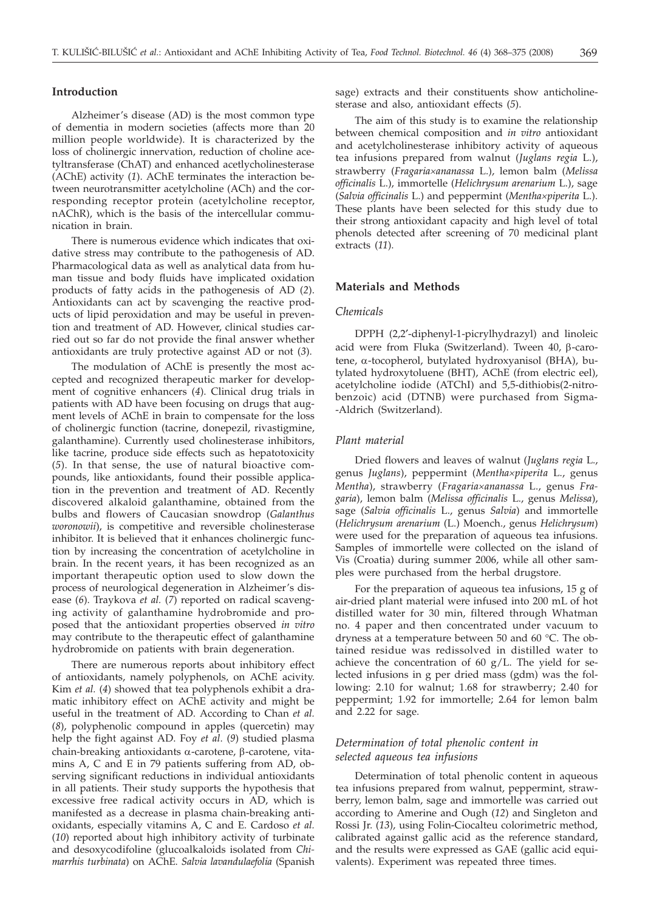## Introduction

Alzheimer's disease (AD) is the most common type of dementia in modern societies (affects more than 20 million people worldwide). It is characterized by the loss of cholinergic innervation, reduction of choline acetyltransferase (ChAT) and enhanced acetlycholinesterase (AChE) activity (*1*). AChE terminates the interaction between neurotransmitter acetylcholine (ACh) and the corresponding receptor protein (acetylcholine receptor, nAChR), which is the basis of the intercellular communication in brain.

There is numerous evidence which indicates that oxidative stress may contribute to the pathogenesis of AD. Pharmacological data as well as analytical data from human tissue and body fluids have implicated oxidation products of fatty acids in the pathogenesis of AD (*2*). Antioxidants can act by scavenging the reactive products of lipid peroxidation and may be useful in prevention and treatment of AD. However, clinical studies carried out so far do not provide the final answer whether antioxidants are truly protective against AD or not (*3*).

The modulation of AChE is presently the most accepted and recognized therapeutic marker for development of cognitive enhancers (*4*). Clinical drug trials in patients with AD have been focusing on drugs that augment levels of AChE in brain to compensate for the loss of cholinergic function (tacrine, donepezil, rivastigmine, galanthamine). Currently used cholinesterase inhibitors, like tacrine, produce side effects such as hepatotoxicity (*5*). In that sense, the use of natural bioactive compounds, like antioxidants, found their possible application in the prevention and treatment of AD. Recently discovered alkaloid galanthamine, obtained from the bulbs and flowers of Caucasian snowdrop (*Galanthus woronowii*), is competitive and reversible cholinesterase inhibitor. It is believed that it enhances cholinergic function by increasing the concentration of acetylcholine in brain. In the recent years, it has been recognized as an important therapeutic option used to slow down the process of neurological degeneration in Alzheimer's disease (*6*). Traykova *et al.* (*7*) reported on radical scavenging activity of galanthamine hydrobromide and proposed that the antioxidant properties observed *in vitro* may contribute to the therapeutic effect of galanthamine hydrobromide on patients with brain degeneration.

There are numerous reports about inhibitory effect of antioxidants, namely polyphenols, on AChE acivity. Kim *et al.* (*4*) showed that tea polyphenols exhibit a dramatic inhibitory effect on AChE activity and might be useful in the treatment of AD. According to Chan *et al.* (*8*), polyphenolic compound in apples (quercetin) may help the fight against AD. Foy *et al*. (*9*) studied plasma chain-breaking antioxidants α-carotene, β-carotene, vitamins A, C and E in 79 patients suffering from AD, observing significant reductions in individual antioxidants in all patients. Their study supports the hypothesis that excessive free radical activity occurs in AD, which is manifested as a decrease in plasma chain-breaking antioxidants, especially vitamins A, C and E. Cardoso *et al.* (*10*) reported about high inhibitory activity of turbinate and desoxycodifoline (glucoalkaloids isolated from *Chimarrhis turbinata*) on AChE. *Salvia lavandulaefolia* (Spanish sage) extracts and their constituents show anticholinesterase and also, antioxidant effects (*5*).

The aim of this study is to examine the relationship between chemical composition and *in vitro* antioxidant and acetylcholinesterase inhibitory activity of aqueous tea infusions prepared from walnut (*Juglans regia* L.), strawberry (*Fragaria×ananassa* L.), lemon balm (*Melissa officinalis* L.), immortelle (*Helichrysum arenarium* L.), sage (*Salvia officinalis* L.) and peppermint (*Mentha×piperita* L.). These plants have been selected for this study due to their strong antioxidant capacity and high level of total phenols detected after screening of 70 medicinal plant extracts (*11*).

## Materials and Methods

### Chemicals

DPPH (2,2′-diphenyl-1-picrylhydrazyl) and linoleic acid were from Fluka (Switzerland). Tween 40, β-carotene, α-tocopherol, butylated hydroxyanisol (BHA), butylated hydroxytoluene (BHT), AChE (from electric eel), acetylcholine iodide (ATChI) and 5,5-dithiobis(2-nitrobenzoic) acid (DTNB) were purchased from Sigma-Aldrich (Switzerland).

### Plant material

Dried flowers and leaves of walnut (*Juglans regia* L., genus *Juglans*), peppermint (*Mentha×piperita* L., genus *Mentha*), strawberry (*Fragaria×ananassa* L., genus *Fragaria*), lemon balm (*Melissa officinalis* L., genus *Melissa*), sage (*Salvia officinalis* L., genus *Salvia*) and immortelle (*Helichrysum arenarium* (L.) Moench., genus *Helichrysum*) were used for the preparation of aqueous tea infusions. Samples of immortelle were collected on the island of Vis (Croatia) during summer 2006, while all other samples were purchased from the herbal drugstore.

For the preparation of aqueous tea infusions, 15 g of air-dried plant material were infused into 200 mL of hot distilled water for 30 min, filtered through Whatman no. 4 paper and then concentrated under vacuum to dryness at a temperature between 50 and 60 °C. The obtained residue was redissolved in distilled water to achieve the concentration of 60 g/L. The yield for selected infusions in g per dried mass (gdm) was the following: 2.10 for walnut; 1.68 for strawberry; 2.40 for peppermint; 1.92 for immortelle; 2.64 for lemon balm and 2.22 for sage.

### Determination of total phenolic content in selected aqueous tea infusions

Determination of total phenolic content in aqueous tea infusions prepared from walnut, peppermint, strawberry, lemon balm, sage and immortelle was carried out according to Amerine and Ough (*12*) and Singleton and Rossi Jr. (*13*), using Folin-Ciocalteu colorimetric method, calibrated against gallic acid as the reference standard, and the results were expressed as GAE (gallic acid equivalents). Experiment was repeated three times.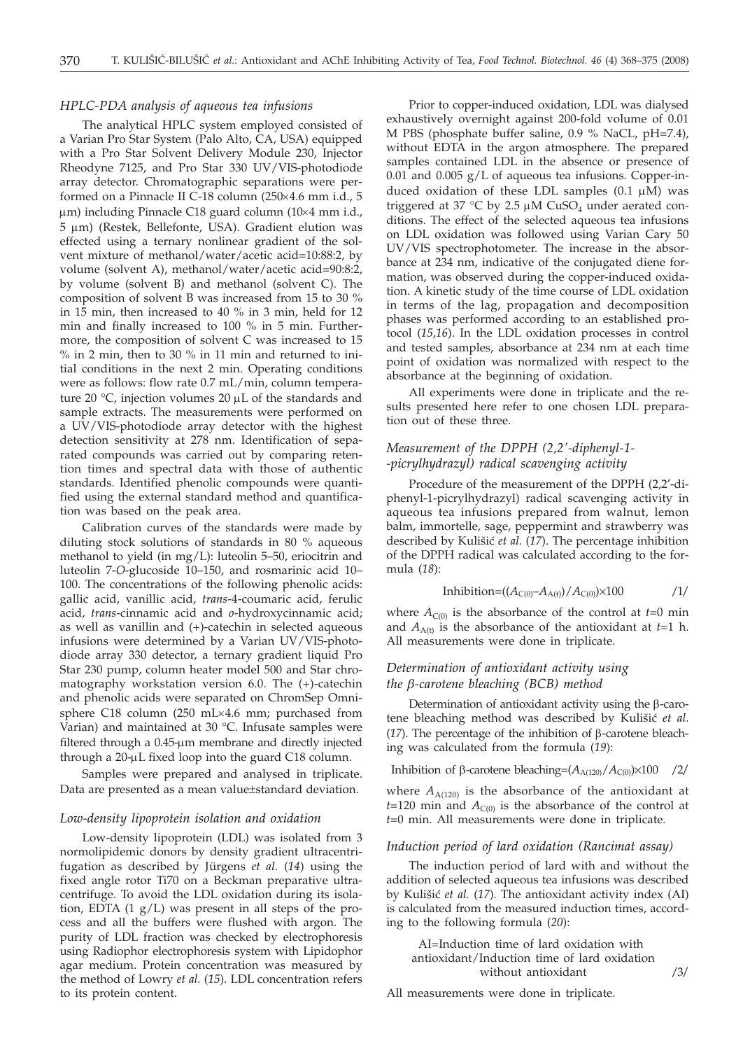### *HPLC-PDA analysis of aqueous tea infusions*

The analytical HPLC system employed consisted of a Varian Pro Star System (Palo Alto, CA, USA) equipped with a Pro Star Solvent Delivery Module 230, Injector Rheodyne 7125, and Pro Star 330 UV/VIS-photodiode array detector. Chromatographic separations were performed on a Pinnacle II C-18 column (250×4.6 mm i.d., 5 μm) including Pinnacle C18 guard column (10×4 mm i.d., 5 μm) (Restek, Bellefonte, USA). Gradient elution was effected using a ternary nonlinear gradient of the solvent mixture of methanol/water/acetic acid=10:88:2, by volume (solvent A), methanol/water/acetic acid=90:8:2, by volume (solvent B) and methanol (solvent C). The composition of solvent B was increased from 15 to 30 % in 15 min, then increased to 40 % in 3 min, held for 12 min and finally increased to 100 % in 5 min. Furthermore, the composition of solvent C was increased to 15 % in 2 min, then to 30 % in 11 min and returned to initial conditions in the next 2 min. Operating conditions were as follows: flow rate 0.7 mL/min, column temperature 20 °C, injection volumes 20 μL of the standards and sample extracts. The measurements were performed on a UV/VIS-photodiode array detector with the highest detection sensitivity at 278 nm. Identification of separated compounds was carried out by comparing retention times and spectral data with those of authentic standards. Identified phenolic compounds were quantified using the external standard method and quantification was based on the peak area.

Calibration curves of the standards were made by diluting stock solutions of standards in 80 % aqueous methanol to yield (in mg/L): luteolin 5–50, eriocitrin and luteolin 7-*O*-glucoside 10–150, and rosmarinic acid 10–100. The concentrations of the following phenolic acids: gallic acid, vanillic acid, *trans*-4-coumaric acid, ferulic acid, *trans*-cinnamic acid and *o*-hydroxycinnamic acid; as well as vanillin and (+)-catechin in selected aqueous infusions were determined by a Varian UV/VIS-photodiode array 330 detector, a ternary gradient liquid Pro Star 230 pump, column heater model 500 and Star chromatography workstation version 6.0. The (+)-catechin and phenolic acids were separated on ChromSep Omnisphere C18 column (250 mL×4.6 mm; purchased from Varian) and maintained at 30 °C. Infusate samples were filtered through a 0.45-μm membrane and directly injected through a 20-μL fixed loop into the guard C18 column.

Samples were prepared and analysed in triplicate. Data are presented as a mean value±standard deviation.

### *Low-density lipoprotein isolation and oxidation*

Low-density lipoprotein (LDL) was isolated from 3 normolipidemic donors by density gradient ultracentrifugation as described by Jürgens *et al.* (*14*) using the fixed angle rotor Ti70 on a Beckman preparative ultracentrifuge. To avoid the LDL oxidation during its isolation, EDTA (1 g/L) was present in all steps of the process and all the buffers were flushed with argon. The purity of LDL fraction was checked by electrophoresis using Radiophor electrophoresis system with Lipidophor agar medium. Protein concentration was measured by the method of Lowry *et al.* (*15*). LDL concentration refers to its protein content.

Prior to copper-induced oxidation, LDL was dialysed exhaustively overnight against 200-fold volume of 0.01 M PBS (phosphate buffer saline, 0.9 % NaCL, pH=7.4), without EDTA in the argon atmosphere. The prepared samples contained LDL in the absence or presence of 0.01 and 0.005 g/L of aqueous tea infusions. Copper-induced oxidation of these LDL samples (0.1 μM) was triggered at 37 °C by 2.5 μM $CuSO_4$ under aerated conditions. The effect of the selected aqueous tea infusions on LDL oxidation was followed using Varian Cary 50 UV/VIS spectrophotometer. The increase in the absorbance at 234 nm, indicative of the conjugated diene formation, was observed during the copper-induced oxidation. A kinetic study of the time course of LDL oxidation in terms of the lag, propagation and decomposition phases was performed according to an established protocol (*15,16*). In the LDL oxidation processes in control and tested samples, absorbance at 234 nm at each time point of oxidation was normalized with respect to the absorbance at the beginning of oxidation.

All experiments were done in triplicate and the results presented here refer to one chosen LDL preparation out of these three.

### *Measurement of the DPPH (2,2'-diphenyl-1--picrylhydrazyl) radical scavenging activity*

Procedure of the measurement of the DPPH (2,2'-diphenyl-1-picrylhydrazyl) radical scavenging activity in aqueous tea infusions prepared from walnut, lemon balm, immortelle, sage, peppermint and strawberry was described by Kulišić *et al.* (*17*). The percentage inhibition of the DPPH radical was calculated according to the formula (*18*):

$$\text{Inhibition}=((A_{C(0)}-A_{A(t)})/A_{C(0)})\times 100 \qquad /1/$$

where $A_{C(0)}$ is the absorbance of the control at $t$=0 min and $A_{A(t)}$ is the absorbance of the antioxidant at $t$=1 h. All measurements were done in triplicate.

### *Determination of antioxidant activity using the β-carotene bleaching (BCB) method*

Determination of antioxidant activity using the β-carotene bleaching method was described by Kulišić *et al*. (*17*). The percentage of the inhibition of β-carotene bleaching was calculated from the formula (*19*):

$$\text{Inhibition of } \beta\text{-carotene bleaching}=(A_{A(120)}/A_{C(0)})\times 100 \qquad /2/$$

where $A_{A(120)}$ is the absorbance of the antioxidant at $t$=120 min and $A_{C(0)}$ is the absorbance of the control at $t$=0 min. All measurements were done in triplicate.

### *Induction period of lard oxidation (Rancimat assay)*

The induction period of lard with and without the addition of selected aqueous tea infusions was described by Kulišić *et al.* (*17*). The antioxidant activity index (AI) is calculated from the measured induction times, according to the following formula (*20*):

$$\text{AI}=\text{Induction time of lard oxidation with antioxidant}/\text{Induction time of lard oxidation without antioxidant} \qquad /3/$$

All measurements were done in triplicate.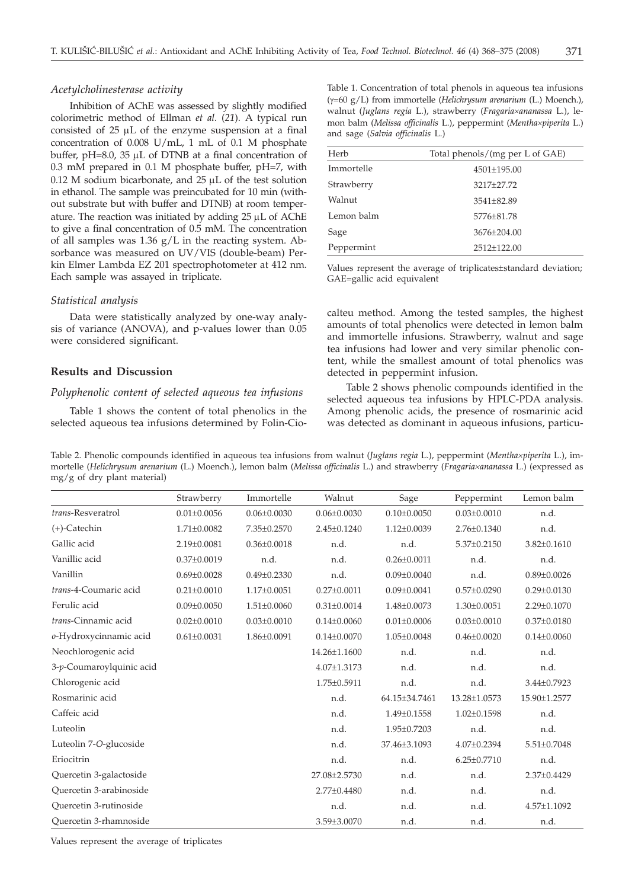### *Acetylcholinesterase activity*

Inhibition of AChE was assessed by slightly modified colorimetric method of Ellman *et al.* (*21*). A typical run consisted of 25 μL of the enzyme suspension at a final concentration of 0.008 U/mL, 1 mL of 0.1 M phosphate buffer, pH=8.0, 35 μL of DTNB at a final concentration of 0.3 mM prepared in 0.1 M phosphate buffer, pH=7, with 0.12 M sodium bicarbonate, and 25 μL of the test solution in ethanol. The sample was preincubated for 10 min (without substrate but with buffer and DTNB) at room temperature. The reaction was initiated by adding 25 μL of AChE to give a final concentration of 0.5 mM. The concentration of all samples was 1.36 g/L in the reacting system. Absorbance was measured on UV/VIS (double-beam) Perkin Elmer Lambda EZ 201 spectrophotometer at 412 nm. Each sample was assayed in triplicate.

### *Statistical analysis*

Data were statistically analyzed by one-way analysis of variance (ANOVA), and p-values lower than 0.05 were considered significant.

## Results and Discussion

### *Polyphenolic content of selected aqueous tea infusions*

Table 1 shows the content of total phenolics in the selected aqueous tea infusions determined by Folin-Ciocalteu method. Among the tested samples, the highest amounts of total phenolics were detected in lemon balm and immortelle infusions. Strawberry, walnut and sage tea infusions had lower and very similar phenolic content, while the smallest amount of total phenolics was detected in peppermint infusion.

Table 2 shows phenolic compounds identified in the selected aqueous tea infusions by HPLC-PDA analysis. Among phenolic acids, the presence of rosmarinic acid was detected as dominant in aqueous infusions, particu-

Table 1. Concentration of total phenols in aqueous tea infusions ($\gamma$=60 g/L) from immortelle (*Helichrysum arenarium* (L.) Moench.), walnut (*Juglans regia* L.), strawberry (*Fragaria*×*ananassa* L.), lemon balm (*Melissa officinalis* L.), peppermint (*Mentha*×*piperita* L.) and sage (*Salvia officinalis* L.)

| Herb | Total phenols/(mg per L of GAE) |
|---|---|
| Immortelle | 4501±195.00 |
| Strawberry | 3217±27.72 |
| Walnut | 3541±82.89 |
| Lemon balm | 5776±81.78 |
| Sage | 3676±204.00 |
| Peppermint | 2512±122.00 |

Values represent the average of triplicates±standard deviation; GAE=gallic acid equivalent

Table 2. Phenolic compounds identified in aqueous tea infusions from walnut (*Juglans regia* L.), peppermint (*Mentha*×*piperita* L.), immortelle (*Helichrysum arenarium* (L.) Moench.), lemon balm (*Melissa officinalis* L.) and strawberry (*Fragaria*×*ananassa* L.) (expressed as mg/g of dry plant material)

| | Strawberry | Immortelle | Walnut | Sage | Peppermint | Lemon balm |
|---|---|---|---|---|---|---|
| *trans*-Resveratrol | 0.01±0.0056 | 0.06±0.0030 | 0.06±0.0030 | 0.10±0.0050 | 0.03±0.0010 | n.d. |
| (+)-Catechin | 1.71±0.0082 | 7.35±0.2570 | 2.45±0.1240 | 1.12±0.0039 | 2.76±0.1340 | n.d. |
| Gallic acid | 2.19±0.0081 | 0.36±0.0018 | n.d. | n.d. | 5.37±0.2150 | 3.82±0.1610 |
| Vanillic acid | 0.37±0.0019 | n.d. | n.d. | 0.26±0.0011 | n.d. | n.d. |
| Vanillin | 0.69±0.0028 | 0.49±0.2330 | n.d. | 0.09±0.0040 | n.d. | 0.89±0.0026 |
| *trans*-4-Coumaric acid | 0.21±0.0010 | 1.17±0.0051 | 0.27±0.0011 | 0.09±0.0041 | 0.57±0.0290 | 0.29±0.0130 |
| Ferulic acid | 0.09±0.0050 | 1.51±0.0060 | 0.31±0.0014 | 1.48±0.0073 | 1.30±0.0051 | 2.29±0.1070 |
| *trans*-Cinnamic acid | 0.02±0.0010 | 0.03±0.0010 | 0.14±0.0060 | 0.01±0.0006 | 0.03±0.0010 | 0.37±0.0180 |
| *o*-Hydroxycinnamic acid | 0.61±0.0031 | 1.86±0.0091 | 0.14±0.0070 | 1.05±0.0048 | 0.46±0.0020 | 0.14±0.0060 |
| Neochlorogenic acid | | | 14.26±1.1600 | n.d. | n.d. | n.d. |
| 3-*p*-Coumaroylquinic acid | | | 4.07±1.3173 | n.d. | n.d. | n.d. |
| Chlorogenic acid | | | 1.75±0.5911 | n.d. | n.d. | 3.44±0.7923 |
| Rosmarinic acid | | | n.d. | 64.15±34.7461 | 13.28±1.0573 | 15.90±1.2577 |
| Caffeic acid | | | n.d. | 1.49±0.1558 | 1.02±0.1598 | n.d. |
| Luteolin | | | n.d. | 1.95±0.7203 | n.d. | n.d. |
| Luteolin 7-*O*-glucoside | | | n.d. | 37.46±3.1093 | 4.07±0.2394 | 5.51±0.7048 |
| Eriocitrin | | | n.d. | n.d. | 6.25±0.7710 | n.d. |
| Quercetin 3-galactoside | | | 27.08±2.5730 | n.d. | n.d. | 2.37±0.4429 |
| Quercetin 3-arabinoside | | | 2.77±0.4480 | n.d. | n.d. | n.d. |
| Quercetin 3-rutinoside | | | n.d. | n.d. | n.d. | 4.57±1.1092 |
| Quercetin 3-rhamnoside | | | 3.59±3.0070 | n.d. | n.d. | n.d. |

Values represent the average of triplicates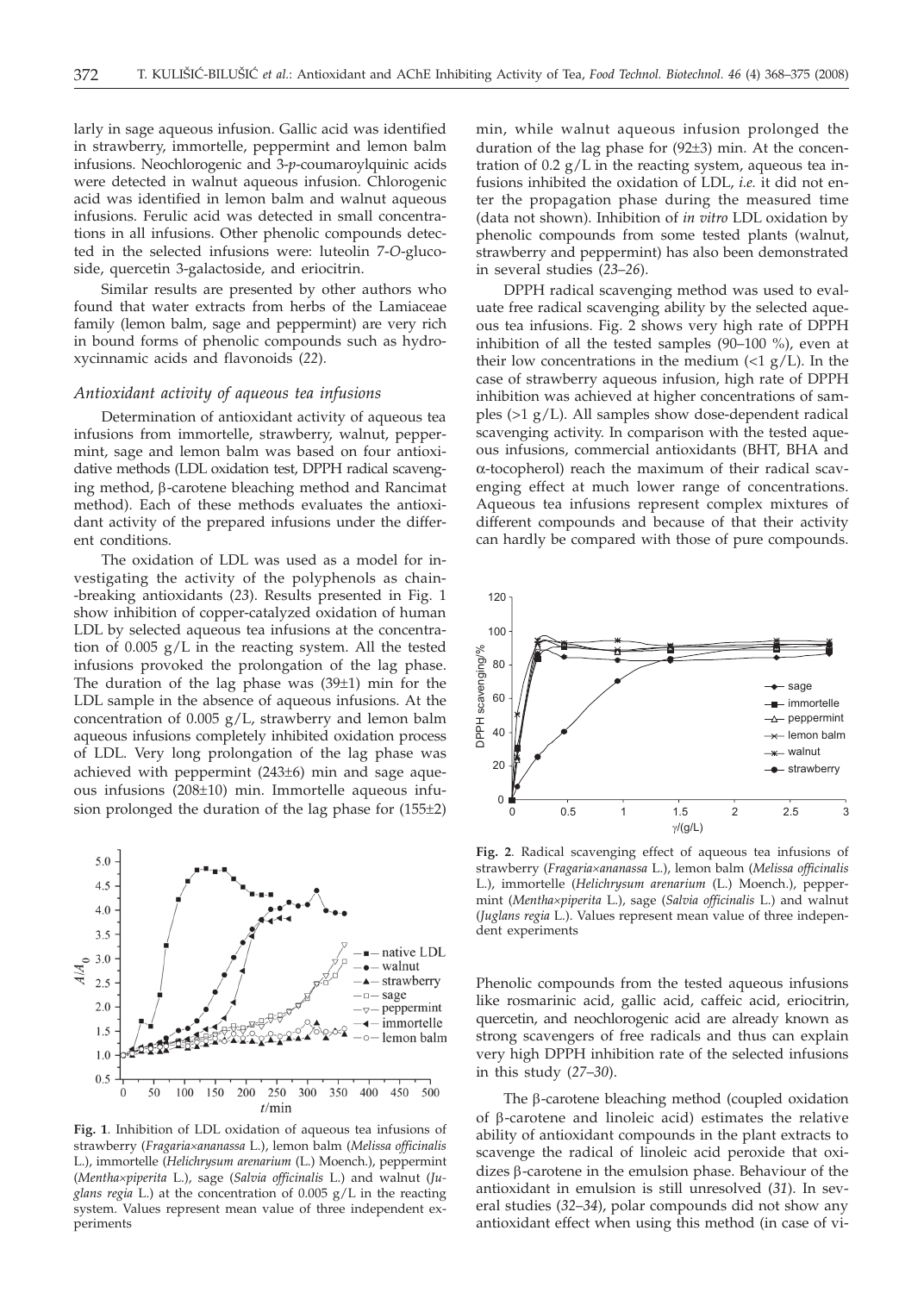larly in sage aqueous infusion. Gallic acid was identified in strawberry, immortelle, peppermint and lemon balm infusions. Neochlorogenic and 3-*p*-coumaroylquinic acids were detected in walnut aqueous infusion. Chlorogenic acid was identified in lemon balm and walnut aqueous infusions. Ferulic acid was detected in small concentrations in all infusions. Other phenolic compounds detected in the selected infusions were: luteolin 7-*O*-glucoside, quercetin 3-galactoside, and eriocitrin.

Similar results are presented by other authors who found that water extracts from herbs of the Lamiaceae family (lemon balm, sage and peppermint) are very rich in bound forms of phenolic compounds such as hydroxycinnamic acids and flavonoids (*22*).

### *Antioxidant activity of aqueous tea infusions*

Determination of antioxidant activity of aqueous tea infusions from immortelle, strawberry, walnut, peppermint, sage and lemon balm was based on four antioxidative methods (LDL oxidation test, DPPH radical scavenging method, β-carotene bleaching method and Rancimat method). Each of these methods evaluates the antioxidant activity of the prepared infusions under the different conditions.

The oxidation of LDL was used as a model for investigating the activity of the polyphenols as chain-breaking antioxidants (*23*). Results presented in Fig. 1 show inhibition of copper-catalyzed oxidation of human LDL by selected aqueous tea infusions at the concentration of 0.005 g/L in the reacting system. All the tested infusions provoked the prolongation of the lag phase. The duration of the lag phase was (39±1) min for the LDL sample in the absence of aqueous infusions. At the concentration of 0.005 g/L, strawberry and lemon balm aqueous infusions completely inhibited oxidation process of LDL. Very long prolongation of the lag phase was achieved with peppermint (243±6) min and sage aqueous infusions (208±10) min. Immortelle aqueous infusion prolonged the duration of the lag phase for (155±2) min, while walnut aqueous infusion prolonged the duration of the lag phase for (92±3) min. At the concentration of 0.2 g/L in the reacting system, aqueous tea infusions inhibited the oxidation of LDL, *i.e.* it did not enter the propagation phase during the measured time (data not shown). Inhibition of *in vitro* LDL oxidation by phenolic compounds from some tested plants (walnut, strawberry and peppermint) has also been demonstrated in several studies (*23–26*).

**Fig. 1**. Inhibition of LDL oxidation of aqueous tea infusions of strawberry (*Fragaria×ananassa* L.), lemon balm (*Melissa officinalis* L.), immortelle (*Helichrysum arenarium* (L.) Moench.), peppermint (*Mentha×piperita* L.), sage (*Salvia officinalis* L.) and walnut (*Juglans regia* L.) at the concentration of 0.005 g/L in the reacting system. Values represent mean value of three independent experiments

DPPH radical scavenging method was used to evaluate free radical scavenging ability by the selected aqueous tea infusions. Fig. 2 shows very high rate of DPPH inhibition of all the tested samples (90–100 %), even at their low concentrations in the medium (<1 g/L). In the case of strawberry aqueous infusion, high rate of DPPH inhibition was achieved at higher concentrations of samples (>1 g/L). All samples show dose-dependent radical scavenging activity. In comparison with the tested aqueous infusions, commercial antioxidants (BHT, BHA and α-tocopherol) reach the maximum of their radical scavenging effect at much lower range of concentrations. Aqueous tea infusions represent complex mixtures of different compounds and because of that their activity can hardly be compared with those of pure compounds.

**Fig. 2**. Radical scavenging effect of aqueous tea infusions of strawberry (*Fragaria×ananassa* L.), lemon balm (*Melissa officinalis* L.), immortelle (*Helichrysum arenarium* (L.) Moench.), peppermint (*Mentha×piperita* L.), sage (*Salvia officinalis* L.) and walnut (*Juglans regia* L.). Values represent mean value of three independent experiments

Phenolic compounds from the tested aqueous infusions like rosmarinic acid, gallic acid, caffeic acid, eriocitrin, quercetin, and neochlorogenic acid are already known as strong scavengers of free radicals and thus can explain very high DPPH inhibition rate of the selected infusions in this study (*27–30*).

The β-carotene bleaching method (coupled oxidation of β-carotene and linoleic acid) estimates the relative ability of antioxidant compounds in the plant extracts to scavenge the radical of linoleic acid peroxide that oxidizes β-carotene in the emulsion phase. Behaviour of the antioxidant in emulsion is still unresolved (*31*). In several studies (*32–34*), polar compounds did not show any antioxidant effect when using this method (in case of vi-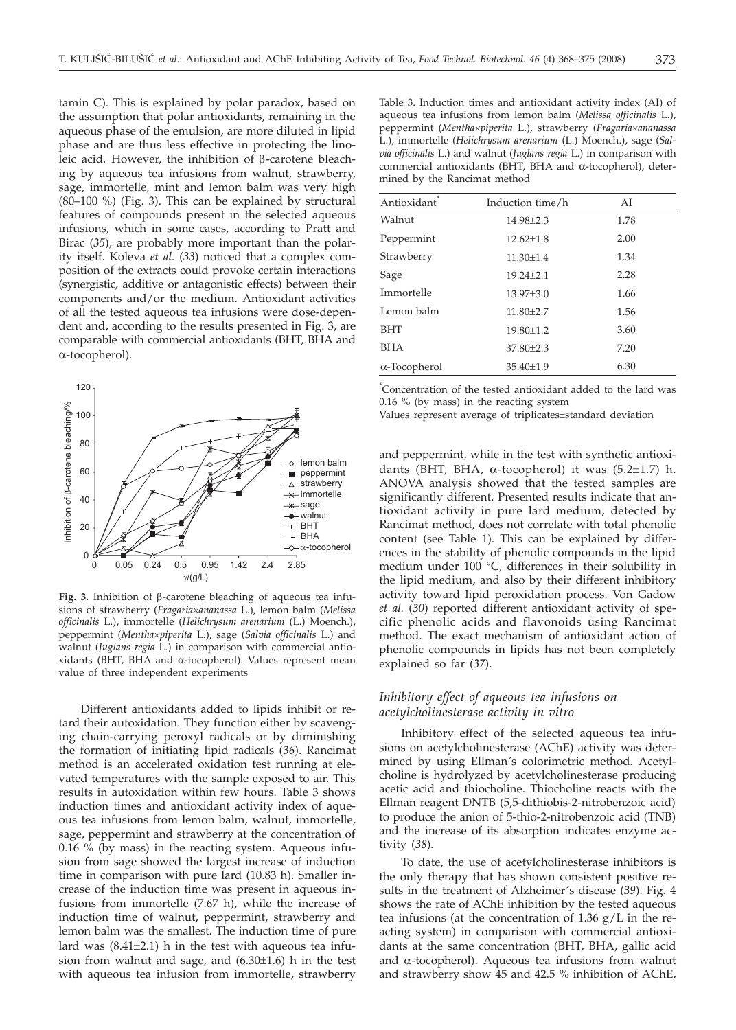tamin C). This is explained by polar paradox, based on the assumption that polar antioxidants, remaining in the aqueous phase of the emulsion, are more diluted in lipid phase and are thus less effective in protecting the linoleic acid. However, the inhibition of β-carotene bleaching by aqueous tea infusions from walnut, strawberry, sage, immortelle, mint and lemon balm was very high (80–100 %) (Fig. 3). This can be explained by structural features of compounds present in the selected aqueous infusions, which in some cases, according to Pratt and Birac (*35*), are probably more important than the polarity itself. Koleva *et al.* (*33*) noticed that a complex composition of the extracts could provoke certain interactions (synergistic, additive or antagonistic effects) between their components and/or the medium. Antioxidant activities of all the tested aqueous tea infusions were dose-dependent and, according to the results presented in Fig. 3, are comparable with commercial antioxidants (BHT, BHA and α-tocopherol).

**Fig. 3**. Inhibition of β-carotene bleaching of aqueous tea infusions of strawberry (*Fragaria×ananassa* L.), lemon balm (*Melissa officinalis* L.), immortelle (*Helichrysum arenarium* (L.) Moench.), peppermint (*Mentha×piperita* L.), sage (*Salvia officinalis* L.) and walnut (*Juglans regia* L.) in comparison with commercial antioxidants (BHT, BHA and α-tocopherol). Values represent mean value of three independent experiments

Different antioxidants added to lipids inhibit or retard their autoxidation. They function either by scavenging chain-carrying peroxyl radicals or by diminishing the formation of initiating lipid radicals (*36*). Rancimat method is an accelerated oxidation test running at elevated temperatures with the sample exposed to air. This results in autoxidation within few hours. Table 3 shows induction times and antioxidant activity index of aqueous tea infusions from lemon balm, walnut, immortelle, sage, peppermint and strawberry at the concentration of 0.16 % (by mass) in the reacting system. Aqueous infusion from sage showed the largest increase of induction time in comparison with pure lard (10.83 h). Smaller increase of the induction time was present in aqueous infusions from immortelle (7.67 h), while the increase of induction time of walnut, peppermint, strawberry and lemon balm was the smallest. The induction time of pure lard was (8.41±2.1) h in the test with aqueous tea infusion from walnut and sage, and (6.30±1.6) h in the test with aqueous tea infusion from immortelle, strawberry and peppermint, while in the test with synthetic antioxidants (BHT, BHA, α-tocopherol) it was (5.2±1.7) h. ANOVA analysis showed that the tested samples are significantly different. Presented results indicate that antioxidant activity in pure lard medium, detected by Rancimat method, does not correlate with total phenolic content (see Table 1). This can be explained by differences in the stability of phenolic compounds in the lipid medium under 100 °C, differences in their solubility in the lipid medium, and also by their different inhibitory activity toward lipid peroxidation process. Von Gadow *et al.* (*30*) reported different antioxidant activity of specific phenolic acids and flavonoids using Rancimat method. The exact mechanism of antioxidant action of phenolic compounds in lipids has not been completely explained so far (*37*).

Table 3. Induction times and antioxidant activity index (AI) of aqueous tea infusions from lemon balm (*Melissa officinalis* L.), peppermint (*Mentha×piperita* L.), strawberry (*Fragaria×ananassa* L.), immortelle (*Helichrysum arenarium* (L.) Moench.), sage (*Salvia officinalis* L.) and walnut (*Juglans regia* L.) in comparison with commercial antioxidants (BHT, BHA and α-tocopherol), determined by the Rancimat method

| Antioxidant* | Induction time/h | AI |
|---|---|---|
| Walnut | 14.98±2.3 | 1.78 |
| Peppermint | 12.62±1.8 | 2.00 |
| Strawberry | 11.30±1.4 | 1.34 |
| Sage | 19.24±2.1 | 2.28 |
| Immortelle | 13.97±3.0 | 1.66 |
| Lemon balm | 11.80±2.7 | 1.56 |
| BHT | 19.80±1.2 | 3.60 |
| BHA | 37.80±2.3 | 7.20 |
| α-Tocopherol | 35.40±1.9 | 6.30 |

*Concentration of the tested antioxidant added to the lard was 0.16 % (by mass) in the reacting system

Values represent average of triplicates±standard deviation

### *Inhibitory effect of aqueous tea infusions on acetylcholinesterase activity in vitro*

Inhibitory effect of the selected aqueous tea infusions on acetylcholinesterase (AChE) activity was determined by using Ellman´s colorimetric method. Acetylcholine is hydrolyzed by acetylcholinesterase producing acetic acid and thiocholine. Thiocholine reacts with the Ellman reagent DNTB (5,5-dithiobis-2-nitrobenzoic acid) to produce the anion of 5-thio-2-nitrobenzoic acid (TNB) and the increase of its absorption indicates enzyme activity (*38*).

To date, the use of acetylcholinesterase inhibitors is the only therapy that has shown consistent positive results in the treatment of Alzheimer´s disease (*39*). Fig. 4 shows the rate of AChE inhibition by the tested aqueous tea infusions (at the concentration of 1.36 g/L in the reacting system) in comparison with commercial antioxidants at the same concentration (BHT, BHA, gallic acid and α-tocopherol). Aqueous tea infusions from walnut and strawberry show 45 and 42.5 % inhibition of AChE,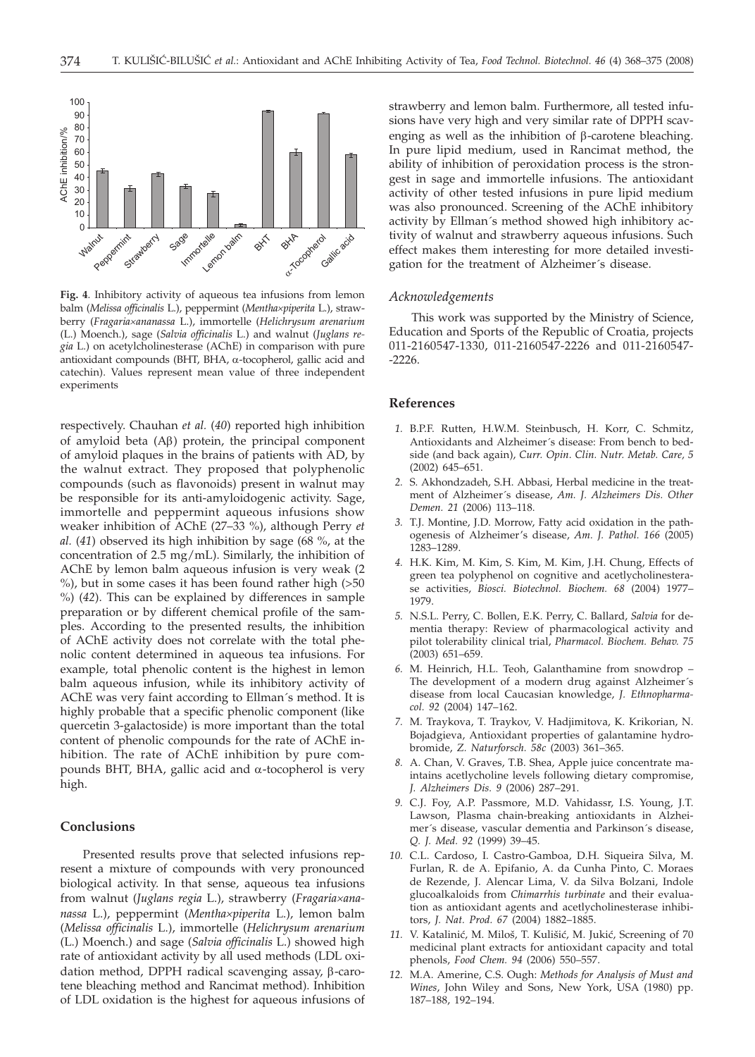**Fig. 4**. Inhibitory activity of aqueous tea infusions from lemon balm (*Melissa officinalis* L.), peppermint (*Mentha×piperita* L.), strawberry (*Fragaria×ananassa* L.), immortelle (*Helichrysum arenarium* (L.) Moench.), sage (*Salvia officinalis* L.) and walnut (*Juglans regia* L.) on acetylcholinesterase (AChE) in comparison with pure antioxidant compounds (BHT, BHA, α-tocopherol, gallic acid and catechin). Values represent mean value of three independent experiments

respectively. Chauhan *et al.* (*40*) reported high inhibition of amyloid beta (Aβ) protein, the principal component of amyloid plaques in the brains of patients with AD, by the walnut extract. They proposed that polyphenolic compounds (such as flavonoids) present in walnut may be responsible for its anti-amyloidogenic activity. Sage, immortelle and peppermint aqueous infusions show weaker inhibition of AChE (27–33 %), although Perry *et al.* (*41*) observed its high inhibition by sage (68 %, at the concentration of 2.5 mg/mL). Similarly, the inhibition of AChE by lemon balm aqueous infusion is very weak (2 %), but in some cases it has been found rather high (>50 %) (*42*). This can be explained by differences in sample preparation or by different chemical profile of the samples. According to the presented results, the inhibition of AChE activity does not correlate with the total phenolic content determined in aqueous tea infusions. For example, total phenolic content is the highest in lemon balm aqueous infusion, while its inhibitory activity of AChE was very faint according to Ellman´s method. It is highly probable that a specific phenolic component (like quercetin 3-galactoside) is more important than the total content of phenolic compounds for the rate of AChE inhibition. The rate of AChE inhibition by pure compounds BHT, BHA, gallic acid and α-tocopherol is very high.

## Conclusions

Presented results prove that selected infusions represent a mixture of compounds with very pronounced biological activity. In that sense, aqueous tea infusions from walnut (*Juglans regia* L.), strawberry (*Fragaria×ananassa* L.), peppermint (*Mentha×piperita* L.), lemon balm (*Melissa officinalis* L.), immortelle (*Helichrysum arenarium* (L.) Moench.) and sage (*Salvia officinalis* L.) showed high rate of antioxidant activity by all used methods (LDL oxidation method, DPPH radical scavenging assay, β-carotene bleaching method and Rancimat method). Inhibition of LDL oxidation is the highest for aqueous infusions of strawberry and lemon balm. Furthermore, all tested infusions have very high and very similar rate of DPPH scavenging as well as the inhibition of β-carotene bleaching. In pure lipid medium, used in Rancimat method, the ability of inhibition of peroxidation process is the strongest in sage and immortelle infusions. The antioxidant activity of other tested infusions in pure lipid medium was also pronounced. Screening of the AChE inhibitory activity by Ellman´s method showed high inhibitory activity of walnut and strawberry aqueous infusions. Such effect makes them interesting for more detailed investigation for the treatment of Alzheimer´s disease.

### *Acknowledgements*

This work was supported by the Ministry of Science, Education and Sports of the Republic of Croatia, projects 011-2160547-1330, 011-2160547-2226 and 011-2160547--2226.

## References

1. B.P.F. Rutten, H.W.M. Steinbusch, H. Korr, C. Schmitz, Antioxidants and Alzheimer´s disease: From bench to bedside (and back again), *Curr. Opin. Clin. Nutr. Metab. Care, 5* (2002) 645–651.
2. S. Akhondzadeh, S.H. Abbasi, Herbal medicine in the treatment of Alzheimer´s disease, *Am. J. Alzheimers Dis. Other Demen. 21* (2006) 113–118.
3. T.J. Montine, J.D. Morrow, Fatty acid oxidation in the pathogenesis of Alzheimer's disease, *Am. J. Pathol. 166* (2005) 1283–1289.
4. H.K. Kim, M. Kim, S. Kim, M. Kim, J.H. Chung, Effects of green tea polyphenol on cognitive and acetylcholinesterase activities, *Biosci. Biotechnol. Biochem. 68* (2004) 1977–1979.
5. N.S.L. Perry, C. Bollen, E.K. Perry, C. Ballard, *Salvia* for dementia therapy: Review of pharmacological activity and pilot tolerability clinical trial, *Pharmacol. Biochem. Behav. 75* (2003) 651–659.
6. M. Heinrich, H.L. Teoh, Galanthamine from snowdrop – The development of a modern drug against Alzheimer´s disease from local Caucasian knowledge, *J. Ethnopharmacol. 92* (2004) 147–162.
7. M. Traykova, T. Traykov, V. Hadjimitova, K. Krikorian, N. Bojadgieva, Antioxidant properties of galantamine hydrobromide, *Z. Naturforsch. 58c* (2003) 361–365.
8. A. Chan, V. Graves, T.B. Shea, Apple juice concentrate maintains acetylcholine levels following dietary compromise, *J. Alzheimers Dis. 9* (2006) 287–291.
9. C.J. Foy, A.P. Passmore, M.D. Vahidassr, I.S. Young, J.T. Lawson, Plasma chain-breaking antioxidants in Alzheimer´s disease, vascular dementia and Parkinson´s disease, *Q. J. Med. 92* (1999) 39–45.
10. C.L. Cardoso, I. Castro-Gamboa, D.H. Siqueira Silva, M. Furlan, R. de A. Epifanio, A. da Cunha Pinto, C. Moraes de Rezende, J. Alencar Lima, V. da Silva Bolzani, Indole glucoalkaloids from *Chimarrhis turbinate* and their evaluation as antioxidant agents and acetylcholinesterase inhibitors, *J. Nat. Prod. 67* (2004) 1882–1885.
11. V. Katalinić, M. Miloš, T. Kulišić, M. Jukić, Screening of 70 medicinal plant extracts for antioxidant capacity and total phenols, *Food Chem. 94* (2006) 550–557.
12. M.A. Amerine, C.S. Ough: *Methods for Analysis of Must and Wines*, John Wiley and Sons, New York, USA (1980) pp. 187–188, 192–194.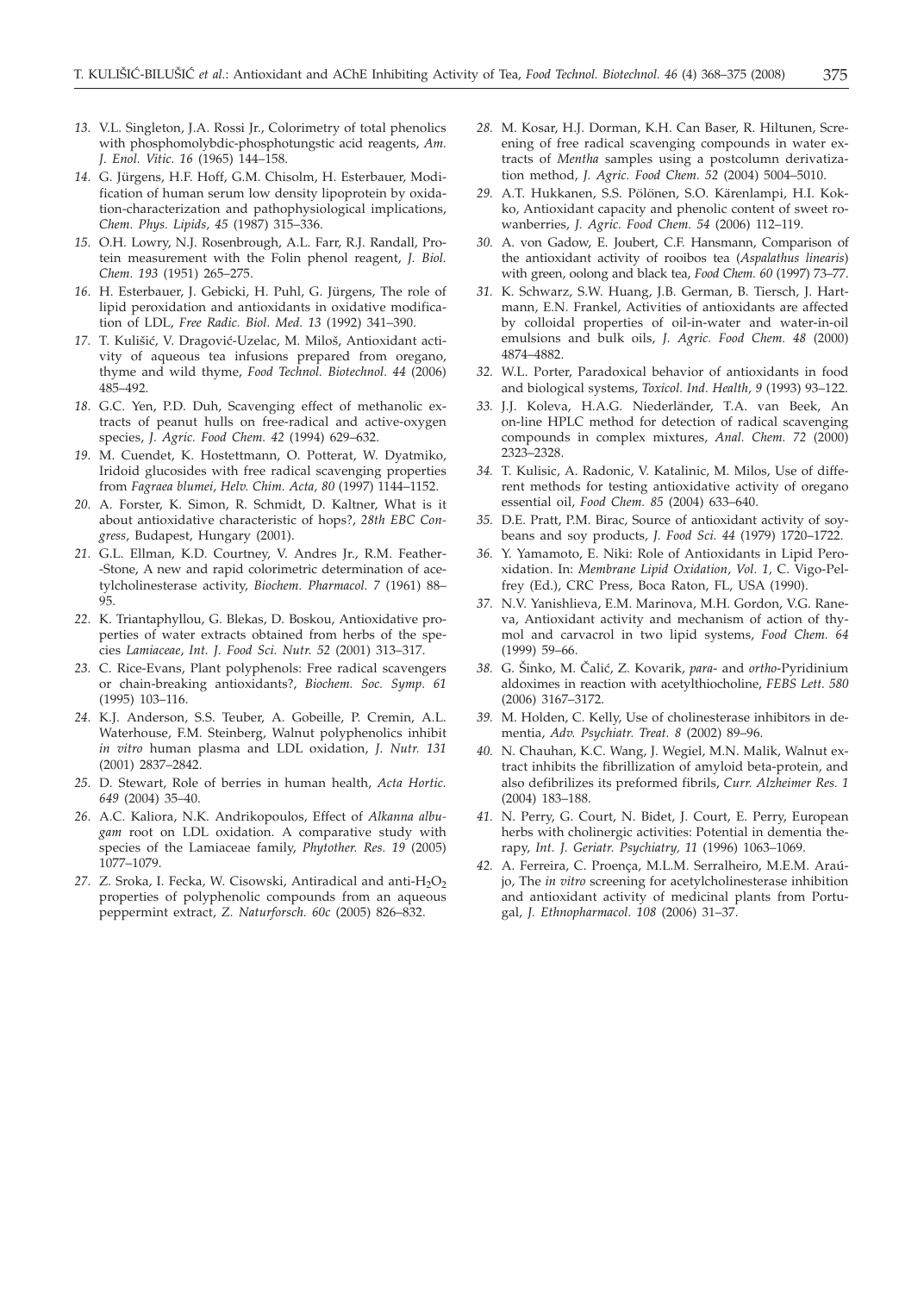13. V.L. Singleton, J.A. Rossi Jr., Colorimetry of total phenolics with phosphomolybdic-phosphotungstic acid reagents, *Am. J. Enol. Vitic. 16* (1965) 144–158.

14. G. Jürgens, H.F. Hoff, G.M. Chisolm, H. Esterbauer, Modification of human serum low density lipoprotein by oxidation-characterization and pathophysiological implications, *Chem. Phys. Lipids, 45* (1987) 315–336.

15. O.H. Lowry, N.J. Rosenbrough, A.L. Farr, R.J. Randall, Protein measurement with the Folin phenol reagent, *J. Biol. Chem. 193* (1951) 265–275.

16. H. Esterbauer, J. Gebicki, H. Puhl, G. Jürgens, The role of lipid peroxidation and antioxidants in oxidative modification of LDL, *Free Radic. Biol. Med. 13* (1992) 341–390.

17. T. Kulišić, V. Dragović-Uzelac, M. Miloš, Antioxidant activity of aqueous tea infusions prepared from oregano, thyme and wild thyme, *Food Technol. Biotechnol. 44* (2006) 485–492.

18. G.C. Yen, P.D. Duh, Scavenging effect of methanolic extracts of peanut hulls on free-radical and active-oxygen species, *J. Agric. Food Chem. 42* (1994) 629–632.

19. M. Cuendet, K. Hostettmann, O. Potterat, W. Dyatmiko, Iridoid glucosides with free radical scavenging properties from *Fagraea blumei*, *Helv. Chim. Acta, 80* (1997) 1144–1152.

20. A. Forster, K. Simon, R. Schmidt, D. Kaltner, What is it about antioxidative characteristic of hops?, *28th EBC Congress*, Budapest, Hungary (2001).

21. G.L. Ellman, K.D. Courtney, V. Andres Jr., R.M. Feather-Stone, A new and rapid colorimetric determination of acetylcholinesterase activity, *Biochem. Pharmacol. 7* (1961) 88–95.

22. K. Triantaphyllou, G. Blekas, D. Boskou, Antioxidative properties of water extracts obtained from herbs of the species *Lamiaceae*, *Int. J. Food Sci. Nutr. 52* (2001) 313–317.

23. C. Rice-Evans, Plant polyphenols: Free radical scavengers or chain-breaking antioxidants?, *Biochem. Soc. Symp. 61* (1995) 103–116.

24. K.J. Anderson, S.S. Teuber, A. Gobeille, P. Cremin, A.L. Waterhouse, F.M. Steinberg, Walnut polyphenolics inhibit *in vitro* human plasma and LDL oxidation, *J. Nutr. 131* (2001) 2837–2842.

25. D. Stewart, Role of berries in human health, *Acta Hortic. 649* (2004) 35–40.

26. A.C. Kaliora, N.K. Andrikopoulos, Effect of *Alkanna albugam* root on LDL oxidation. A comparative study with species of the Lamiaceae family, *Phytother. Res. 19* (2005) 1077–1079.

27. Z. Sroka, I. Fecka, W. Cisowski, Antiradical and anti-$H_2O_2$ properties of polyphenolic compounds from an aqueous peppermint extract, *Z. Naturforsch. 60c* (2005) 826–832.

28. M. Kosar, H.J. Dorman, K.H. Can Baser, R. Hiltunen, Screening of free radical scavenging compounds in water extracts of *Mentha* samples using a postcolumn derivatization method, *J. Agric. Food Chem. 52* (2004) 5004–5010.

29. A.T. Hukkanen, S.S. Pölönen, S.O. Kärenlampi, H.I. Kokko, Antioxidant capacity and phenolic content of sweet rowanberries, *J. Agric. Food Chem. 54* (2006) 112–119.

30. A. von Gadow, E. Joubert, C.F. Hansmann, Comparison of the antioxidant activity of rooibos tea (*Aspalathus linearis*) with green, oolong and black tea, *Food Chem. 60* (1997) 73–77.

31. K. Schwarz, S.W. Huang, J.B. German, B. Tiersch, J. Hartmann, E.N. Frankel, Activities of antioxidants are affected by colloidal properties of oil-in-water and water-in-oil emulsions and bulk oils, *J. Agric. Food Chem. 48* (2000) 4874–4882.

32. W.L. Porter, Paradoxical behavior of antioxidants in food and biological systems, *Toxicol. Ind. Health, 9* (1993) 93–122.

33. J.J. Koleva, H.A.G. Niederländer, T.A. van Beek, An on-line HPLC method for detection of radical scavenging compounds in complex mixtures, *Anal. Chem. 72* (2000) 2323–2328.

34. T. Kulisic, A. Radonic, V. Katalinic, M. Milos, Use of different methods for testing antioxidative activity of oregano essential oil, *Food Chem. 85* (2004) 633–640.

35. D.E. Pratt, P.M. Birac, Source of antioxidant activity of soybeans and soy products, *J. Food Sci. 44* (1979) 1720–1722.

36. Y. Yamamoto, E. Niki: Role of Antioxidants in Lipid Peroxidation. In: *Membrane Lipid Oxidation*, *Vol. 1*, C. Vigo-Pelfrey (Ed.), CRC Press, Boca Raton, FL, USA (1990).

37. N.V. Yanishlieva, E.M. Marinova, M.H. Gordon, V.G. Raneva, Antioxidant activity and mechanism of action of thymol and carvacrol in two lipid systems, *Food Chem. 64* (1999) 59–66.

38. G. Šinko, M. Čalić, Z. Kovarik, *para*- and *ortho*-Pyridinium aldoximes in reaction with acetylthiocholine, *FEBS Lett. 580* (2006) 3167–3172.

39. M. Holden, C. Kelly, Use of cholinesterase inhibitors in dementia, *Adv. Psychiatr. Treat. 8* (2002) 89–96.

40. N. Chauhan, K.C. Wang, J. Wegiel, M.N. Malik, Walnut extract inhibits the fibrillization of amyloid beta-protein, and also defibrilizes its preformed fibrils, *Curr. Alzheimer Res. 1* (2004) 183–188.

41. N. Perry, G. Court, N. Bidet, J. Court, E. Perry, European herbs with cholinergic activities: Potential in dementia therapy, *Int. J. Geriatr. Psychiatry, 11* (1996) 1063–1069.

42. A. Ferreira, C. Proença, M.L.M. Serralheiro, M.E.M. Araújo, The *in vitro* screening for acetylcholinesterase inhibition and antioxidant activity of medicinal plants from Portugal, *J. Ethnopharmacol. 108* (2006) 31–37.